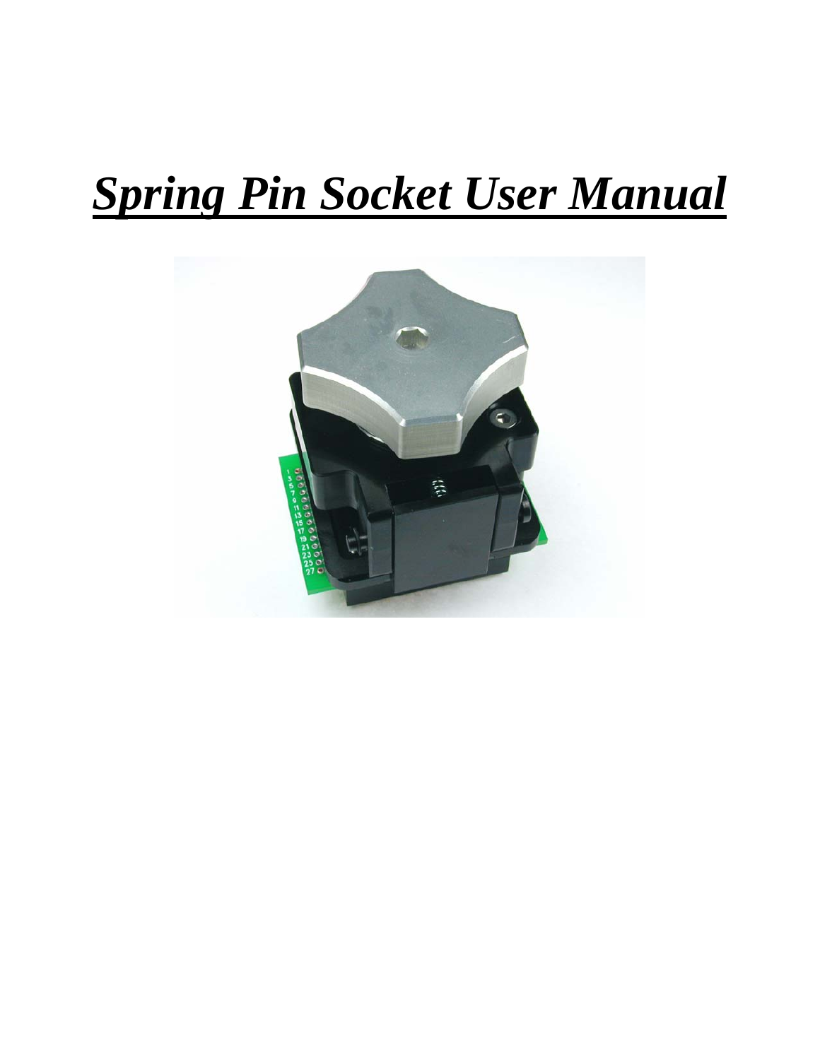# ***Spring Pin Socket User Manual***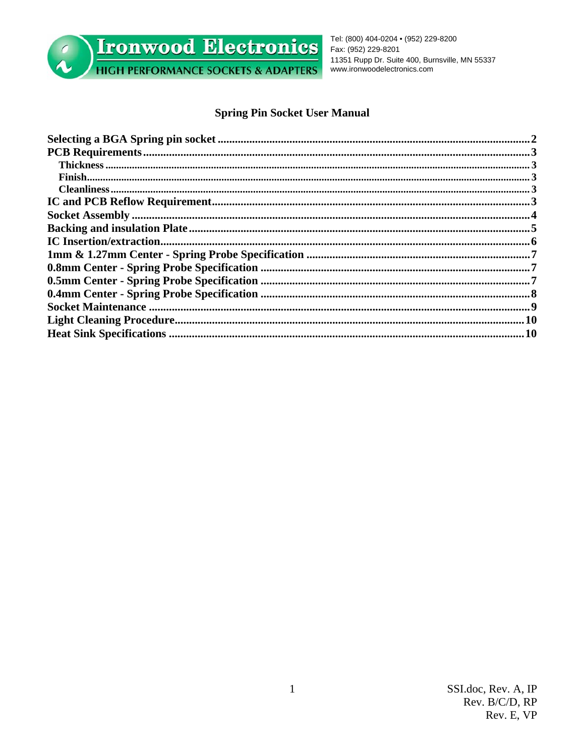Ironwood Electronics
HIGH PERFORMANCE SOCKETS & ADAPTERS

Tel: (800) 404-0204 • (952) 229-8200
Fax: (952) 229-8201
11351 Rupp Dr. Suite 400, Burnsville, MN 55337
www.ironwoodelectronics.com

# Spring Pin Socket User Manual

**Selecting a BGA Spring pin socket** ............ 2
**PCB Requirements** ............ 3
  **Thickness** ............ 3
  **Finish** ............ 3
  **Cleanliness** ............ 3
**IC and PCB Reflow Requirement** ............ 3
**Socket Assembly** ............ 4
**Backing and insulation Plate** ............ 5
**IC Insertion/extraction** ............ 6
**1mm & 1.27mm Center - Spring Probe Specification** ............ 7
**0.8mm Center - Spring Probe Specification** ............ 7
**0.5mm Center - Spring Probe Specification** ............ 7
**0.4mm Center - Spring Probe Specification** ............ 8
**Socket Maintenance** ............ 9
**Light Cleaning Procedure** ............ 10
**Heat Sink Specifications** ............ 10

SSI.doc, Rev. A, IP
Rev. B/C/D, RP
Rev. E, VP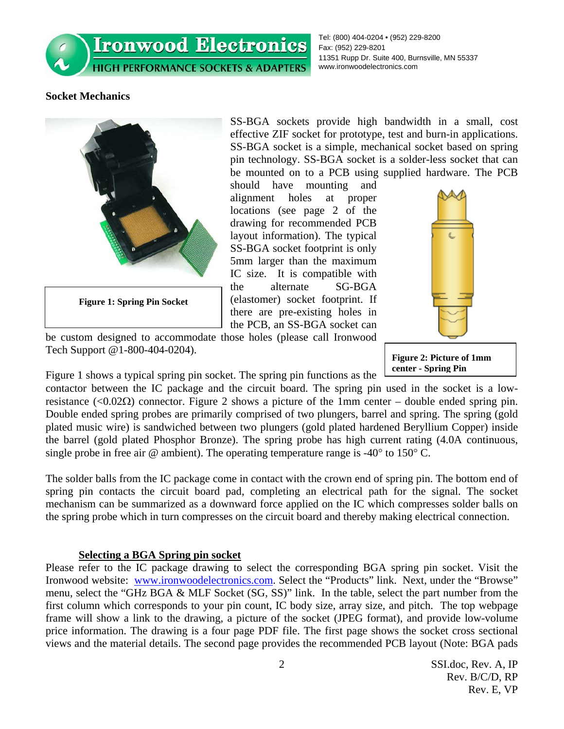## Socket Mechanics

Figure 1: Spring Pin Socket

SS-BGA sockets provide high bandwidth in a small, cost effective ZIF socket for prototype, test and burn-in applications. SS-BGA socket is a simple, mechanical socket based on spring pin technology. SS-BGA socket is a solder-less socket that can be mounted on to a PCB using supplied hardware. The PCB should have mounting and alignment holes at proper locations (see page 2 of the drawing for recommended PCB layout information). The typical SS-BGA socket footprint is only 5mm larger than the maximum IC size. It is compatible with the alternate SG-BGA (elastomer) socket footprint. If there are pre-existing holes in the PCB, an SS-BGA socket can be custom designed to accommodate those holes (please call Ironwood Tech Support @1-800-404-0204).

Figure 2: Picture of 1mm center - Spring Pin

Figure 1 shows a typical spring pin socket. The spring pin functions as the contactor between the IC package and the circuit board. The spring pin used in the socket is a low-resistance (<0.02Ω) connector. Figure 2 shows a picture of the 1mm center – double ended spring pin. Double ended spring probes are primarily comprised of two plungers, barrel and spring. The spring (gold plated music wire) is sandwiched between two plungers (gold plated hardened Beryllium Copper) inside the barrel (gold plated Phosphor Bronze). The spring probe has high current rating (4.0A continuous, single probe in free air @ ambient). The operating temperature range is -40° to 150° C.

The solder balls from the IC package come in contact with the crown end of spring pin. The bottom end of spring pin contacts the circuit board pad, completing an electrical path for the signal. The socket mechanism can be summarized as a downward force applied on the IC which compresses solder balls on the spring probe which in turn compresses on the circuit board and thereby making electrical connection.

### Selecting a BGA Spring pin socket

Please refer to the IC package drawing to select the corresponding BGA spring pin socket. Visit the Ironwood website: www.ironwoodelectronics.com. Select the "Products" link. Next, under the "Browse" menu, select the "GHz BGA & MLF Socket (SG, SS)" link. In the table, select the part number from the first column which corresponds to your pin count, IC body size, array size, and pitch. The top webpage frame will show a link to the drawing, a picture of the socket (JPEG format), and provide low-volume price information. The drawing is a four page PDF file. The first page shows the socket cross sectional views and the material details. The second page provides the recommended PCB layout (Note: BGA pads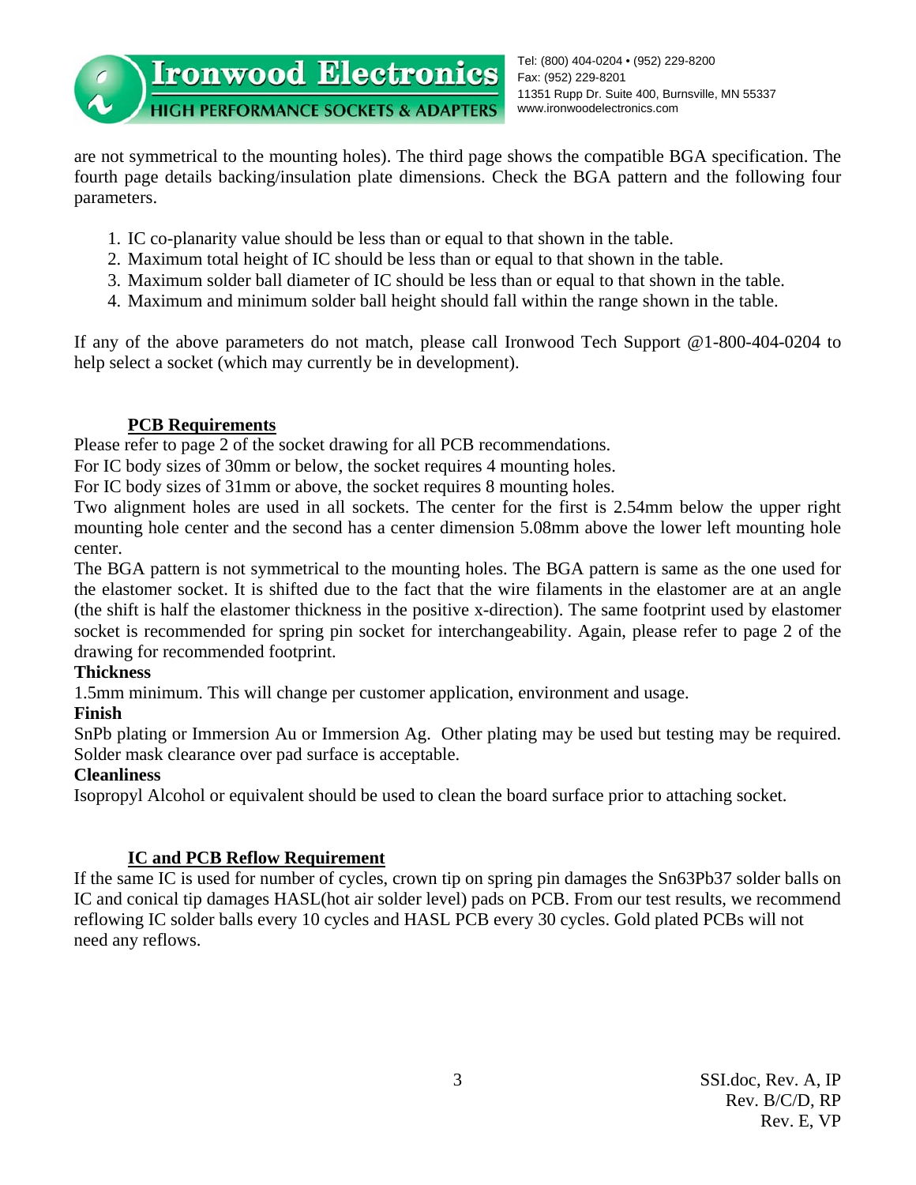are not symmetrical to the mounting holes). The third page shows the compatible BGA specification. The fourth page details backing/insulation plate dimensions. Check the BGA pattern and the following four parameters.

1. IC co-planarity value should be less than or equal to that shown in the table.
2. Maximum total height of IC should be less than or equal to that shown in the table.
3. Maximum solder ball diameter of IC should be less than or equal to that shown in the table.
4. Maximum and minimum solder ball height should fall within the range shown in the table.

If any of the above parameters do not match, please call Ironwood Tech Support @1-800-404-0204 to help select a socket (which may currently be in development).

## PCB Requirements

Please refer to page 2 of the socket drawing for all PCB recommendations.
For IC body sizes of 30mm or below, the socket requires 4 mounting holes.
For IC body sizes of 31mm or above, the socket requires 8 mounting holes.
Two alignment holes are used in all sockets. The center for the first is 2.54mm below the upper right mounting hole center and the second has a center dimension 5.08mm above the lower left mounting hole center.
The BGA pattern is not symmetrical to the mounting holes. The BGA pattern is same as the one used for the elastomer socket. It is shifted due to the fact that the wire filaments in the elastomer are at an angle (the shift is half the elastomer thickness in the positive x-direction). The same footprint used by elastomer socket is recommended for spring pin socket for interchangeability. Again, please refer to page 2 of the drawing for recommended footprint.

**Thickness**

1.5mm minimum. This will change per customer application, environment and usage.

**Finish**

SnPb plating or Immersion Au or Immersion Ag. Other plating may be used but testing may be required. Solder mask clearance over pad surface is acceptable.

**Cleanliness**

Isopropyl Alcohol or equivalent should be used to clean the board surface prior to attaching socket.

## IC and PCB Reflow Requirement

If the same IC is used for number of cycles, crown tip on spring pin damages the Sn63Pb37 solder balls on IC and conical tip damages HASL(hot air solder level) pads on PCB. From our test results, we recommend reflowing IC solder balls every 10 cycles and HASL PCB every 30 cycles. Gold plated PCBs will not need any reflows.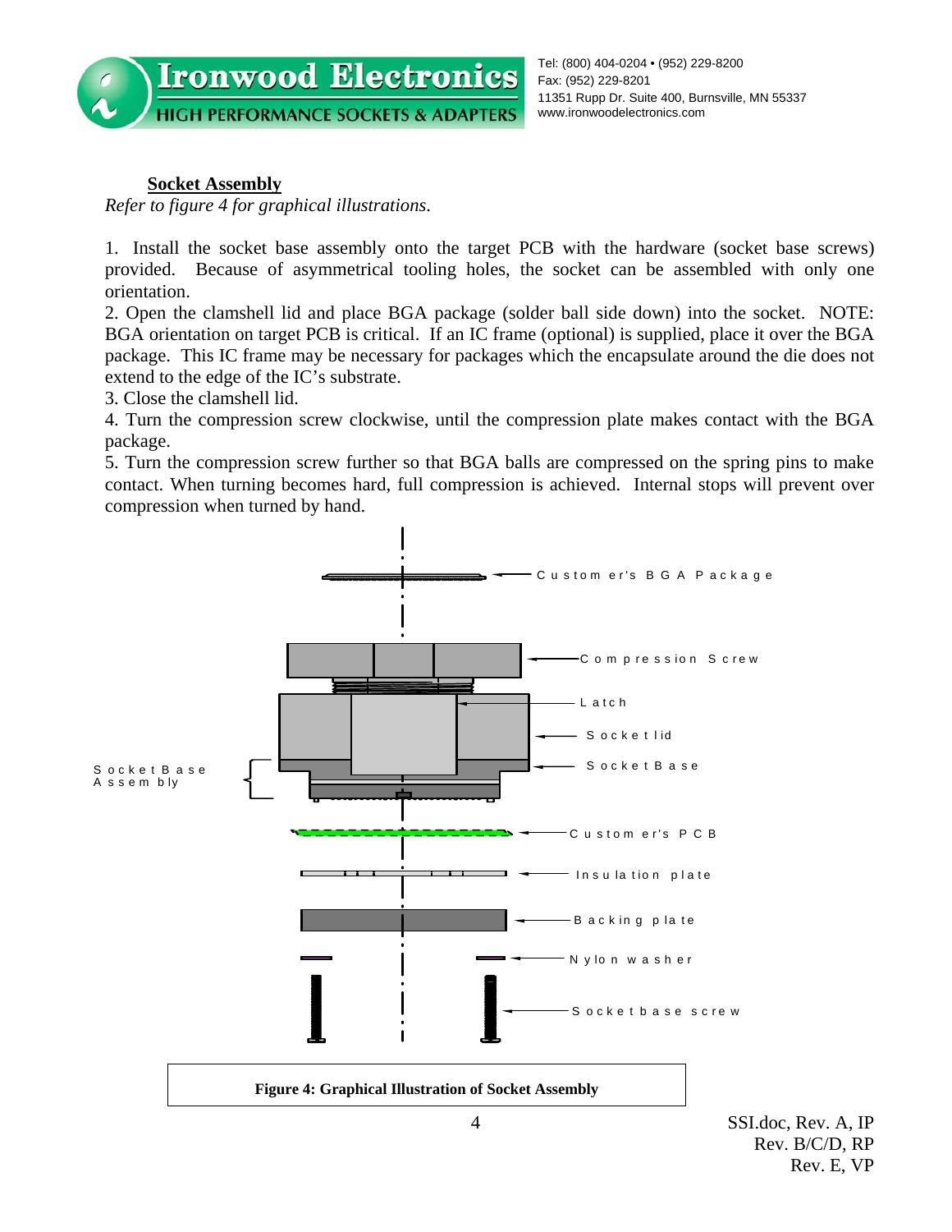## Socket Assembly

*Refer to figure 4 for graphical illustrations.*

1. Install the socket base assembly onto the target PCB with the hardware (socket base screws) provided. Because of asymmetrical tooling holes, the socket can be assembled with only one orientation.
2. Open the clamshell lid and place BGA package (solder ball side down) into the socket. NOTE: BGA orientation on target PCB is critical. If an IC frame (optional) is supplied, place it over the BGA package. This IC frame may be necessary for packages which the encapsulate around the die does not extend to the edge of the IC's substrate.
3. Close the clamshell lid.
4. Turn the compression screw clockwise, until the compression plate makes contact with the BGA package.
5. Turn the compression screw further so that BGA balls are compressed on the spring pins to make contact. When turning becomes hard, full compression is achieved. Internal stops will prevent over compression when turned by hand.

Customer's BGA Package

Compression Screw

Latch

Socket lid

Socket Base

Socket Base Assembly

Customer's PCB

Insulation plate

Backing plate

Nylon washer

Socket base screw

**Figure 4: Graphical Illustration of Socket Assembly**

SSI.doc, Rev. A, IP
Rev. B/C/D, RP
Rev. E, VP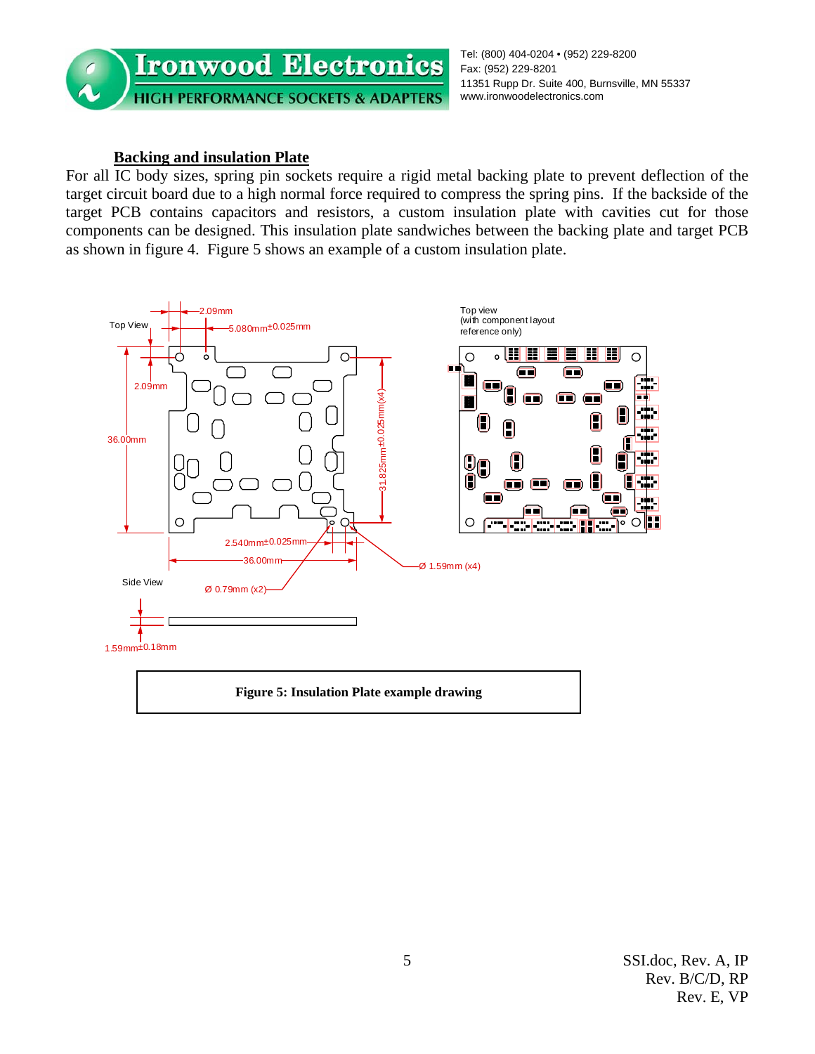## Backing and insulation Plate

For all IC body sizes, spring pin sockets require a rigid metal backing plate to prevent deflection of the target circuit board due to a high normal force required to compress the spring pins. If the backside of the target PCB contains capacitors and resistors, a custom insulation plate with cavities cut for those components can be designed. This insulation plate sandwiches between the backing plate and target PCB as shown in figure 4. Figure 5 shows an example of a custom insulation plate.

Top View

2.09mm

5.080mm±0.025mm

2.09mm

36.00mm

31.825mm±0.025mm(x4)

2.540mm±0.025mm

36.00mm

Ø 1.59mm (x4)

Ø 0.79mm (x2)

Side View

1.59mm±0.18mm

Top view (with component layout reference only)

**Figure 5: Insulation Plate example drawing**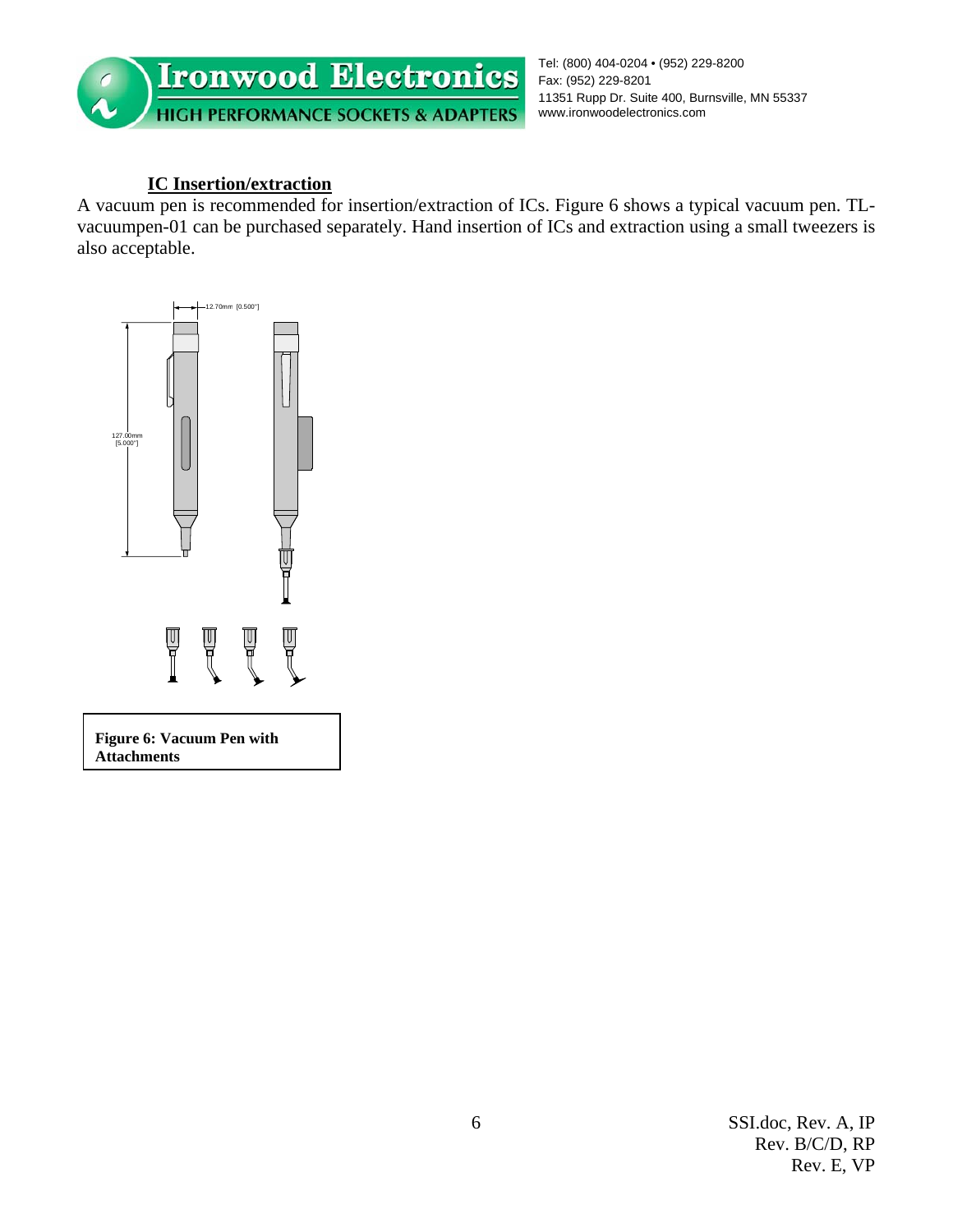## IC Insertion/extraction

A vacuum pen is recommended for insertion/extraction of ICs. Figure 6 shows a typical vacuum pen. TL-vacuumpen-01 can be purchased separately. Hand insertion of ICs and extraction using a small tweezers is also acceptable.

**Figure 6: Vacuum Pen with Attachments**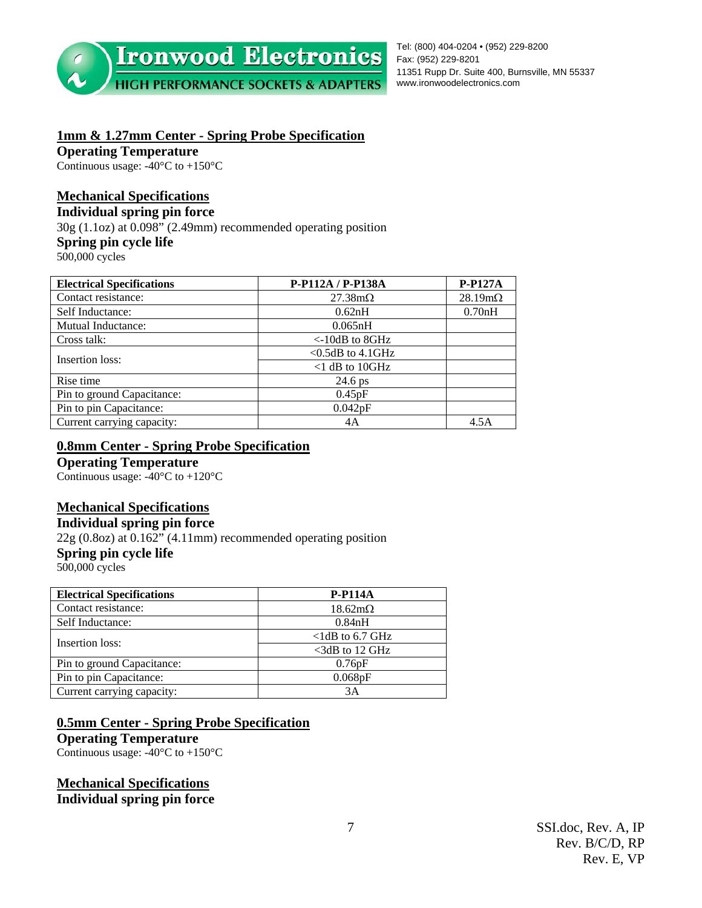## 1mm & 1.27mm Center - Spring Probe Specification

**Operating Temperature**

Continuous usage: -40°C to +150°C

## Mechanical Specifications

**Individual spring pin force**

30g (1.1oz) at 0.098" (2.49mm) recommended operating position

**Spring pin cycle life**

500,000 cycles

| Electrical Specifications | P-P112A / P-P138A | P-P127A |
|---|---|---|
| Contact resistance: | 27.38mΩ | 28.19mΩ |
| Self Inductance: | 0.62nH | 0.70nH |
| Mutual Inductance: | 0.065nH | |
| Cross talk: | <-10dB to 8GHz | |
| Insertion loss: | <0.5dB to 4.1GHz | |
| | <1 dB to 10GHz | |
| Rise time | 24.6 ps | |
| Pin to ground Capacitance: | 0.45pF | |
| Pin to pin Capacitance: | 0.042pF | |
| Current carrying capacity: | 4A | 4.5A |

## 0.8mm Center - Spring Probe Specification

**Operating Temperature**

Continuous usage: -40°C to +120°C

## Mechanical Specifications

**Individual spring pin force**

22g (0.8oz) at 0.162" (4.11mm) recommended operating position

**Spring pin cycle life**

500,000 cycles

| Electrical Specifications | P-P114A |
|---|---|
| Contact resistance: | 18.62mΩ |
| Self Inductance: | 0.84nH |
| Insertion loss: | <1dB to 6.7 GHz |
| | <3dB to 12 GHz |
| Pin to ground Capacitance: | 0.76pF |
| Pin to pin Capacitance: | 0.068pF |
| Current carrying capacity: | 3A |

## 0.5mm Center - Spring Probe Specification

**Operating Temperature**

Continuous usage: -40°C to +150°C

## Mechanical Specifications

**Individual spring pin force**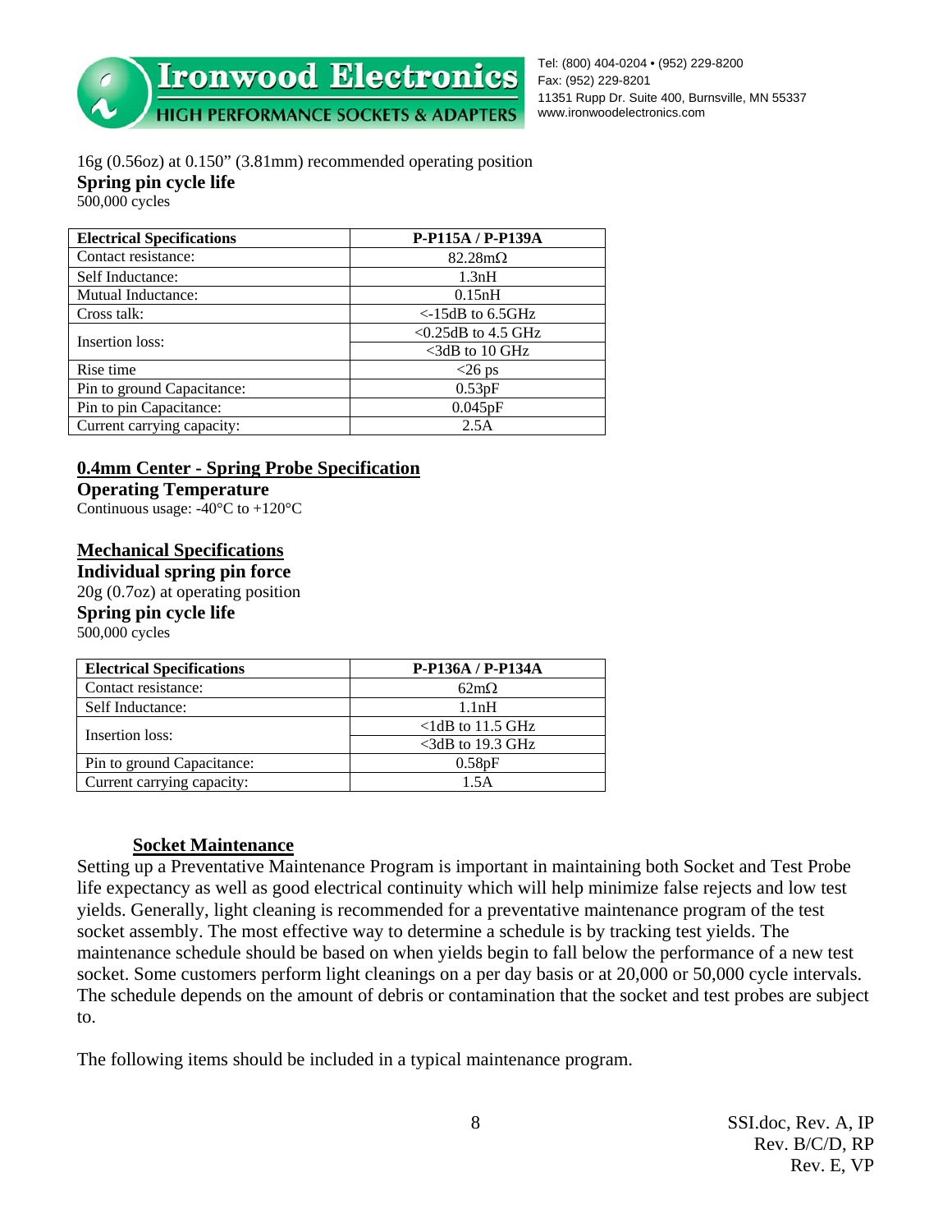16g (0.56oz) at 0.150” (3.81mm) recommended operating position

**Spring pin cycle life**

500,000 cycles

| Electrical Specifications | P-P115A / P-P139A |
|---|---|
| Contact resistance: | 82.28mΩ |
| Self Inductance: | 1.3nH |
| Mutual Inductance: | 0.15nH |
| Cross talk: | <-15dB to 6.5GHz |
| Insertion loss: | <0.25dB to 4.5 GHz |
| | <3dB to 10 GHz |
| Rise time | <26 ps |
| Pin to ground Capacitance: | 0.53pF |
| Pin to pin Capacitance: | 0.045pF |
| Current carrying capacity: | 2.5A |

## 0.4mm Center - Spring Probe Specification

**Operating Temperature**

Continuous usage: -40°C to +120°C

## Mechanical Specifications

**Individual spring pin force**

20g (0.7oz) at operating position

**Spring pin cycle life**

500,000 cycles

| Electrical Specifications | P-P136A / P-P134A |
|---|---|
| Contact resistance: | 62mΩ |
| Self Inductance: | 1.1nH |
| Insertion loss: | <1dB to 11.5 GHz |
| | <3dB to 19.3 GHz |
| Pin to ground Capacitance: | 0.58pF |
| Current carrying capacity: | 1.5A |

## Socket Maintenance

Setting up a Preventative Maintenance Program is important in maintaining both Socket and Test Probe life expectancy as well as good electrical continuity which will help minimize false rejects and low test yields. Generally, light cleaning is recommended for a preventative maintenance program of the test socket assembly. The most effective way to determine a schedule is by tracking test yields. The maintenance schedule should be based on when yields begin to fall below the performance of a new test socket. Some customers perform light cleanings on a per day basis or at 20,000 or 50,000 cycle intervals. The schedule depends on the amount of debris or contamination that the socket and test probes are subject to.

The following items should be included in a typical maintenance program.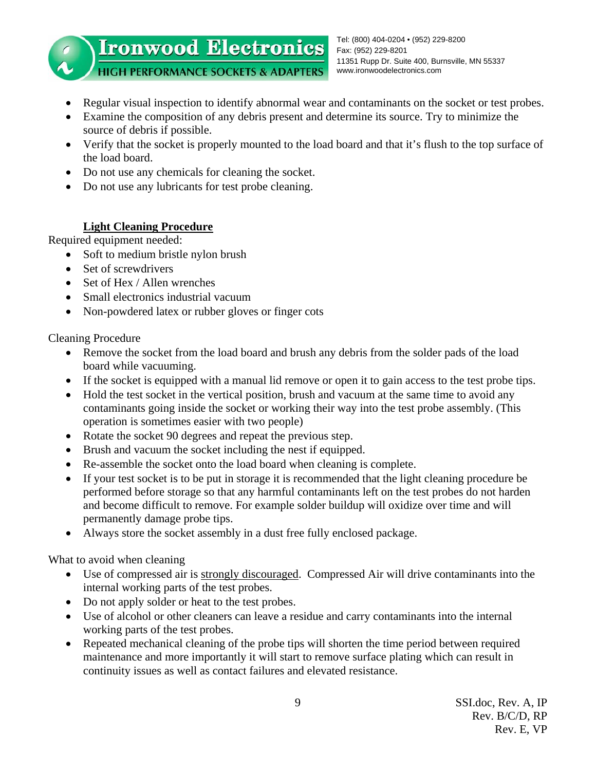- Regular visual inspection to identify abnormal wear and contaminants on the socket or test probes.
- Examine the composition of any debris present and determine its source. Try to minimize the source of debris if possible.
- Verify that the socket is properly mounted to the load board and that it's flush to the top surface of the load board.
- Do not use any chemicals for cleaning the socket.
- Do not use any lubricants for test probe cleaning.

## Light Cleaning Procedure

Required equipment needed:

- Soft to medium bristle nylon brush
- Set of screwdrivers
- Set of Hex / Allen wrenches
- Small electronics industrial vacuum
- Non-powdered latex or rubber gloves or finger cots

Cleaning Procedure

- Remove the socket from the load board and brush any debris from the solder pads of the load board while vacuuming.
- If the socket is equipped with a manual lid remove or open it to gain access to the test probe tips.
- Hold the test socket in the vertical position, brush and vacuum at the same time to avoid any contaminants going inside the socket or working their way into the test probe assembly. (This operation is sometimes easier with two people)
- Rotate the socket 90 degrees and repeat the previous step.
- Brush and vacuum the socket including the nest if equipped.
- Re-assemble the socket onto the load board when cleaning is complete.
- If your test socket is to be put in storage it is recommended that the light cleaning procedure be performed before storage so that any harmful contaminants left on the test probes do not harden and become difficult to remove. For example solder buildup will oxidize over time and will permanently damage probe tips.
- Always store the socket assembly in a dust free fully enclosed package.

What to avoid when cleaning

- Use of compressed air is strongly discouraged. Compressed Air will drive contaminants into the internal working parts of the test probes.
- Do not apply solder or heat to the test probes.
- Use of alcohol or other cleaners can leave a residue and carry contaminants into the internal working parts of the test probes.
- Repeated mechanical cleaning of the probe tips will shorten the time period between required maintenance and more importantly it will start to remove surface plating which can result in continuity issues as well as contact failures and elevated resistance.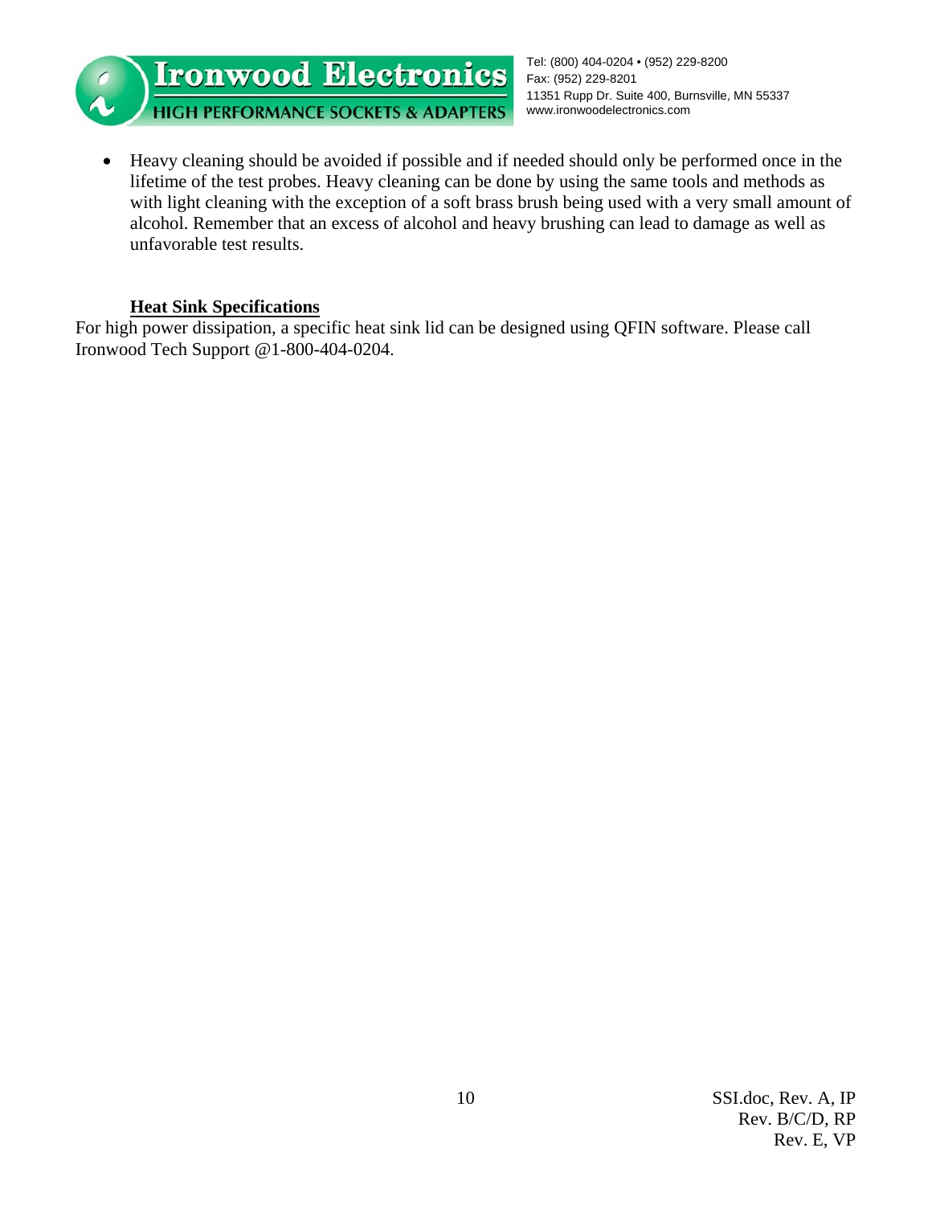- Heavy cleaning should be avoided if possible and if needed should only be performed once in the lifetime of the test probes. Heavy cleaning can be done by using the same tools and methods as with light cleaning with the exception of a soft brass brush being used with a very small amount of alcohol. Remember that an excess of alcohol and heavy brushing can lead to damage as well as unfavorable test results.

**Heat Sink Specifications**

For high power dissipation, a specific heat sink lid can be designed using QFIN software. Please call Ironwood Tech Support @1-800-404-0204.